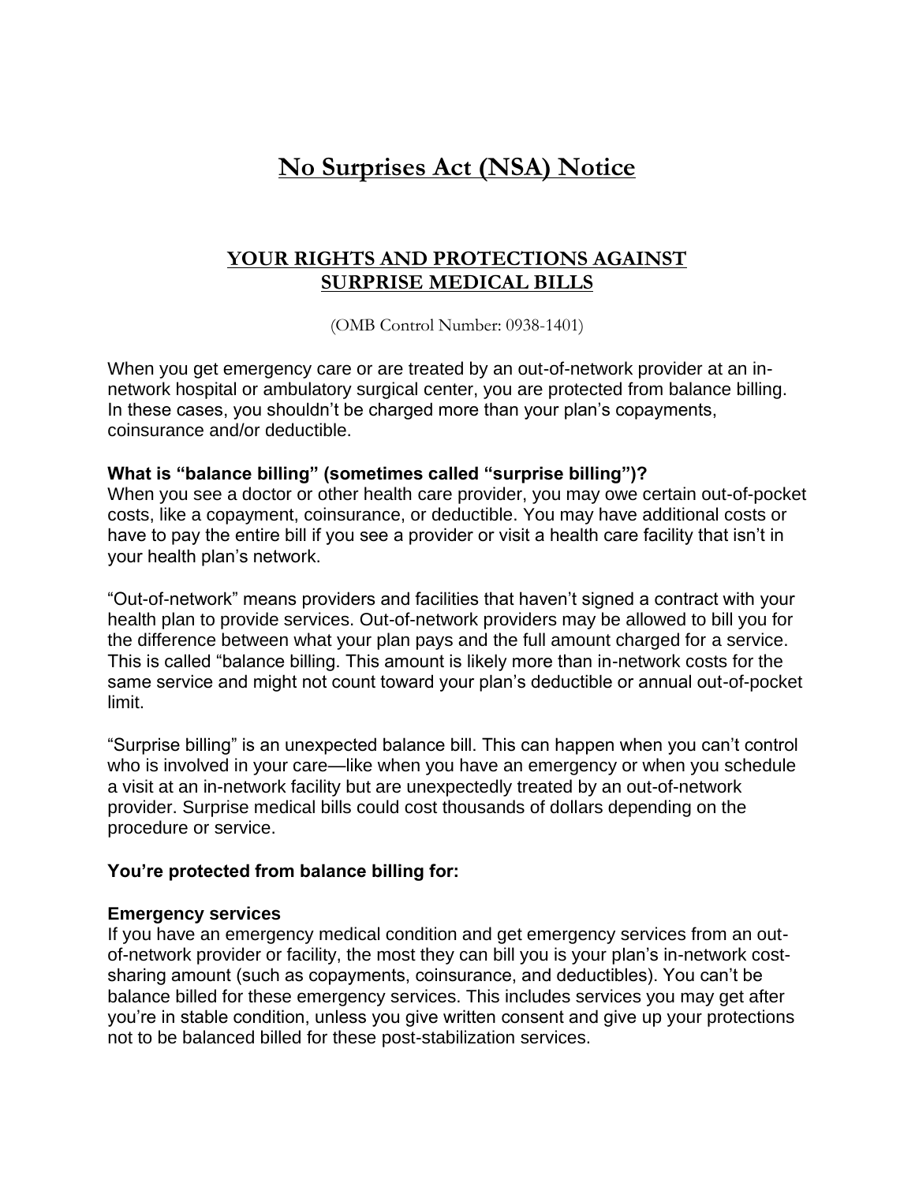# No Surprises Act (NSA) Notice

## YOUR RIGHTS AND PROTECTIONS AGAINST SURPRISE MEDICAL BILLS

(OMB Control Number: 0938-1401)

When you get emergency care or are treated by an out-of-network provider at an in-network hospital or ambulatory surgical center, you are protected from balance billing. In these cases, you shouldn't be charged more than your plan's copayments, coinsurance and/or deductible.

**What is "balance billing" (sometimes called "surprise billing")?**

When you see a doctor or other health care provider, you may owe certain out-of-pocket costs, like a copayment, coinsurance, or deductible. You may have additional costs or have to pay the entire bill if you see a provider or visit a health care facility that isn't in your health plan's network.

"Out-of-network" means providers and facilities that haven't signed a contract with your health plan to provide services. Out-of-network providers may be allowed to bill you for the difference between what your plan pays and the full amount charged for a service. This is called "balance billing. This amount is likely more than in-network costs for the same service and might not count toward your plan's deductible or annual out-of-pocket limit.

"Surprise billing" is an unexpected balance bill. This can happen when you can't control who is involved in your care—like when you have an emergency or when you schedule a visit at an in-network facility but are unexpectedly treated by an out-of-network provider. Surprise medical bills could cost thousands of dollars depending on the procedure or service.

**You're protected from balance billing for:**

**Emergency services**

If you have an emergency medical condition and get emergency services from an out-of-network provider or facility, the most they can bill you is your plan's in-network cost-sharing amount (such as copayments, coinsurance, and deductibles). You can't be balance billed for these emergency services. This includes services you may get after you're in stable condition, unless you give written consent and give up your protections not to be balanced billed for these post-stabilization services.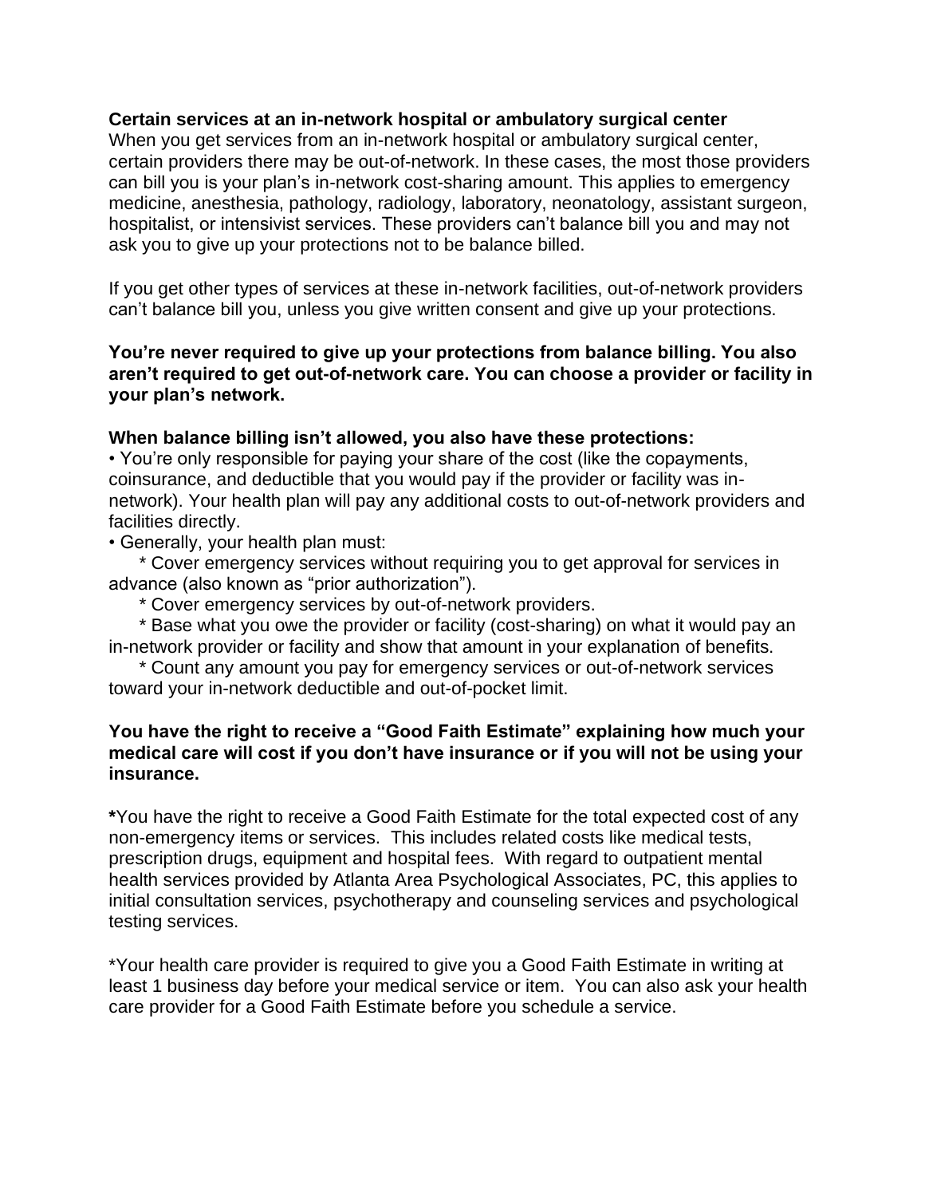**Certain services at an in-network hospital or ambulatory surgical center**

When you get services from an in-network hospital or ambulatory surgical center, certain providers there may be out-of-network. In these cases, the most those providers can bill you is your plan's in-network cost-sharing amount. This applies to emergency medicine, anesthesia, pathology, radiology, laboratory, neonatology, assistant surgeon, hospitalist, or intensivist services. These providers can't balance bill you and may not ask you to give up your protections not to be balance billed.

If you get other types of services at these in-network facilities, out-of-network providers can't balance bill you, unless you give written consent and give up your protections.

**You're never required to give up your protections from balance billing. You also aren't required to get out-of-network care. You can choose a provider or facility in your plan's network.**

**When balance billing isn't allowed, you also have these protections:**

- You're only responsible for paying your share of the cost (like the copayments, coinsurance, and deductible that you would pay if the provider or facility was in-network). Your health plan will pay any additional costs to out-of-network providers and facilities directly.
- Generally, your health plan must:
  - Cover emergency services without requiring you to get approval for services in advance (also known as "prior authorization").
  - Cover emergency services by out-of-network providers.
  - Base what you owe the provider or facility (cost-sharing) on what it would pay an in-network provider or facility and show that amount in your explanation of benefits.
  - Count any amount you pay for emergency services or out-of-network services toward your in-network deductible and out-of-pocket limit.

**You have the right to receive a "Good Faith Estimate" explaining how much your medical care will cost if you don't have insurance or if you will not be using your insurance.**

**\***You have the right to receive a Good Faith Estimate for the total expected cost of any non-emergency items or services. This includes related costs like medical tests, prescription drugs, equipment and hospital fees. With regard to outpatient mental health services provided by Atlanta Area Psychological Associates, PC, this applies to initial consultation services, psychotherapy and counseling services and psychological testing services.

*Your health care provider is required to give you a Good Faith Estimate in writing at least 1 business day before your medical service or item. You can also ask your health care provider for a Good Faith Estimate before you schedule a service.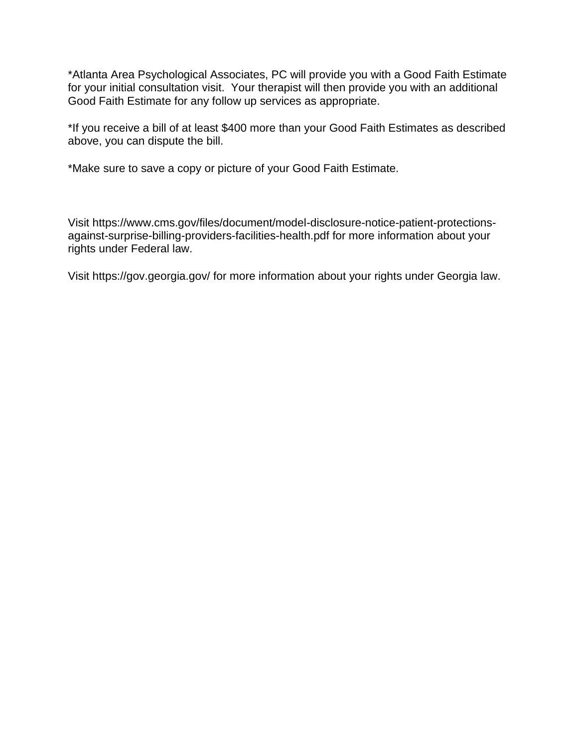*Atlanta Area Psychological Associates, PC will provide you with a Good Faith Estimate for your initial consultation visit.  Your therapist will then provide you with an additional Good Faith Estimate for any follow up services as appropriate.

*If you receive a bill of at least $400 more than your Good Faith Estimates as described above, you can dispute the bill.

*Make sure to save a copy or picture of your Good Faith Estimate.

Visit https://www.cms.gov/files/document/model-disclosure-notice-patient-protections-against-surprise-billing-providers-facilities-health.pdf for more information about your rights under Federal law.

Visit https://gov.georgia.gov/ for more information about your rights under Georgia law.